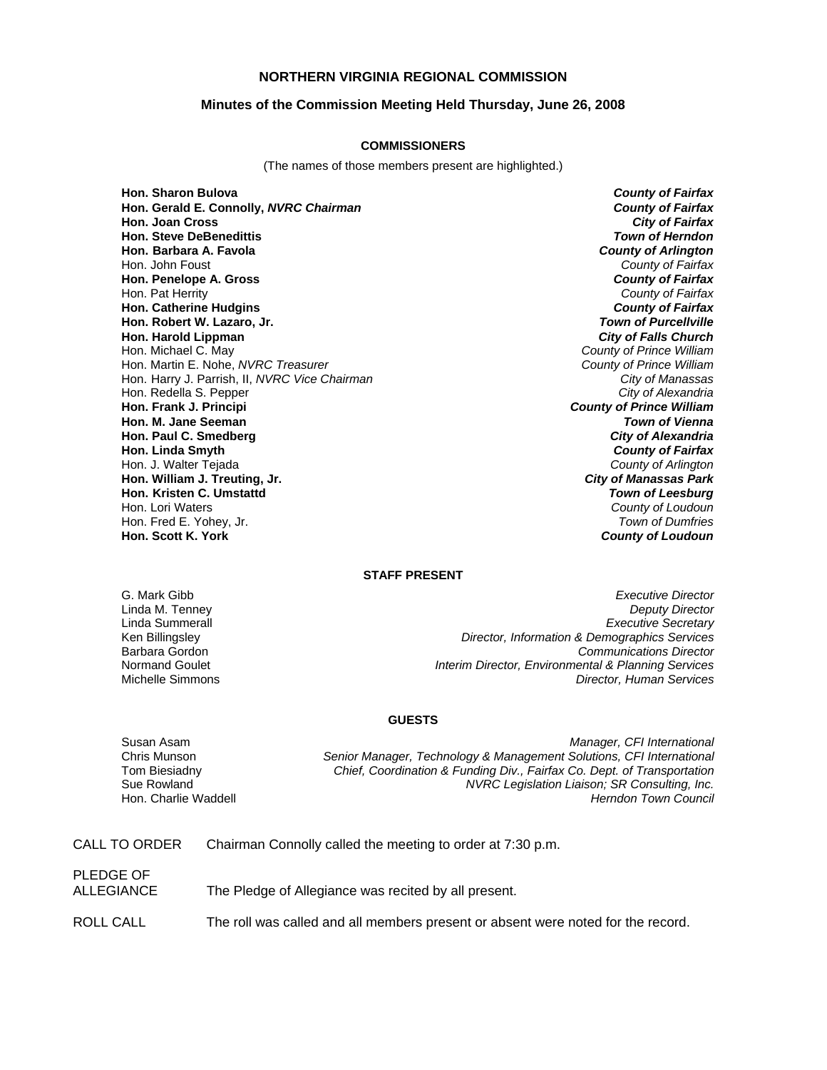# NORTHERN VIRGINIA REGIONAL COMMISSION

## Minutes of the Commission Meeting Held Thursday, June 26, 2008

### COMMISSIONERS

(The names of those members present are highlighted.)

| | |
|---|---|
| **Hon. Sharon Bulova** | ***County of Fairfax*** |
| **Hon. Gerald E. Connolly, *NVRC Chairman*** | ***County of Fairfax*** |
| **Hon. Joan Cross** | ***City of Fairfax*** |
| **Hon. Steve DeBenedittis** | ***Town of Herndon*** |
| **Hon. Barbara A. Favola** | ***County of Arlington*** |
| Hon. John Foust | *County of Fairfax* |
| **Hon. Penelope A. Gross** | ***County of Fairfax*** |
| Hon. Pat Herrity | *County of Fairfax* |
| **Hon. Catherine Hudgins** | ***County of Fairfax*** |
| **Hon. Robert W. Lazaro, Jr.** | ***Town of Purcellville*** |
| **Hon. Harold Lippman** | ***City of Falls Church*** |
| Hon. Michael C. May | *County of Prince William* |
| Hon. Martin E. Nohe, *NVRC Treasurer* | *County of Prince William* |
| Hon. Harry J. Parrish, II, *NVRC Vice Chairman* | *City of Manassas* |
| Hon. Redella S. Pepper | *City of Alexandria* |
| **Hon. Frank J. Principi** | ***County of Prince William*** |
| **Hon. M. Jane Seeman** | ***Town of Vienna*** |
| **Hon. Paul C. Smedberg** | ***City of Alexandria*** |
| **Hon. Linda Smyth** | ***County of Fairfax*** |
| Hon. J. Walter Tejada | *County of Arlington* |
| **Hon. William J. Treuting, Jr.** | ***City of Manassas Park*** |
| **Hon. Kristen C. Umstattd** | ***Town of Leesburg*** |
| Hon. Lori Waters | *County of Loudoun* |
| Hon. Fred E. Yohey, Jr. | *Town of Dumfries* |
| **Hon. Scott K. York** | ***County of Loudoun*** |

### STAFF PRESENT

| | |
|---|---|
| G. Mark Gibb | *Executive Director* |
| Linda M. Tenney | *Deputy Director* |
| Linda Summerall | *Executive Secretary* |
| Ken Billingsley | *Director, Information & Demographics Services* |
| Barbara Gordon | *Communications Director* |
| Normand Goulet | *Interim Director, Environmental & Planning Services* |
| Michelle Simmons | *Director, Human Services* |

### GUESTS

| | |
|---|---|
| Susan Asam | *Manager, CFI International* |
| Chris Munson | *Senior Manager, Technology & Management Solutions, CFI International* |
| Tom Biesiadny | *Chief, Coordination & Funding Div., Fairfax Co. Dept. of Transportation* |
| Sue Rowland | *NVRC Legislation Liaison; SR Consulting, Inc.* |
| Hon. Charlie Waddell | *Herndon Town Council* |

CALL TO ORDER — Chairman Connolly called the meeting to order at 7:30 p.m.

PLEDGE OF ALLEGIANCE — The Pledge of Allegiance was recited by all present.

ROLL CALL — The roll was called and all members present or absent were noted for the record.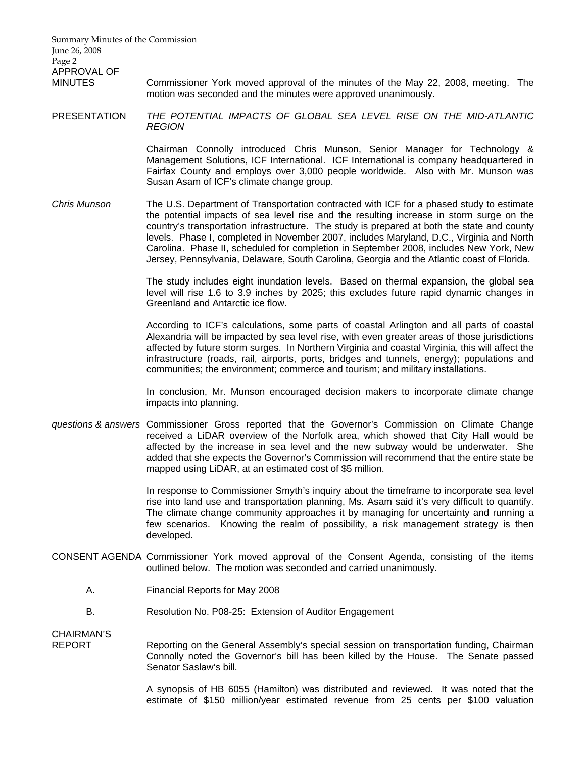**APPROVAL OF MINUTES**

Commissioner York moved approval of the minutes of the May 22, 2008, meeting. The motion was seconded and the minutes were approved unanimously.

**PRESENTATION**

*THE POTENTIAL IMPACTS OF GLOBAL SEA LEVEL RISE ON THE MID-ATLANTIC REGION*

Chairman Connolly introduced Chris Munson, Senior Manager for Technology & Management Solutions, ICF International. ICF International is company headquartered in Fairfax County and employs over 3,000 people worldwide. Also with Mr. Munson was Susan Asam of ICF's climate change group.

*Chris Munson*

The U.S. Department of Transportation contracted with ICF for a phased study to estimate the potential impacts of sea level rise and the resulting increase in storm surge on the country's transportation infrastructure. The study is prepared at both the state and county levels. Phase I, completed in November 2007, includes Maryland, D.C., Virginia and North Carolina. Phase II, scheduled for completion in September 2008, includes New York, New Jersey, Pennsylvania, Delaware, South Carolina, Georgia and the Atlantic coast of Florida.

The study includes eight inundation levels. Based on thermal expansion, the global sea level will rise 1.6 to 3.9 inches by 2025; this excludes future rapid dynamic changes in Greenland and Antarctic ice flow.

According to ICF's calculations, some parts of coastal Arlington and all parts of coastal Alexandria will be impacted by sea level rise, with even greater areas of those jurisdictions affected by future storm surges. In Northern Virginia and coastal Virginia, this will affect the infrastructure (roads, rail, airports, ports, bridges and tunnels, energy); populations and communities; the environment; commerce and tourism; and military installations.

In conclusion, Mr. Munson encouraged decision makers to incorporate climate change impacts into planning.

*questions & answers*

Commissioner Gross reported that the Governor's Commission on Climate Change received a LiDAR overview of the Norfolk area, which showed that City Hall would be affected by the increase in sea level and the new subway would be underwater. She added that she expects the Governor's Commission will recommend that the entire state be mapped using LiDAR, at an estimated cost of $5 million.

In response to Commissioner Smyth's inquiry about the timeframe to incorporate sea level rise into land use and transportation planning, Ms. Asam said it's very difficult to quantify. The climate change community approaches it by managing for uncertainty and running a few scenarios. Knowing the realm of possibility, a risk management strategy is then developed.

**CONSENT AGENDA**

Commissioner York moved approval of the Consent Agenda, consisting of the items outlined below. The motion was seconded and carried unanimously.

A. Financial Reports for May 2008

B. Resolution No. P08-25: Extension of Auditor Engagement

**CHAIRMAN'S REPORT**

Reporting on the General Assembly's special session on transportation funding, Chairman Connolly noted the Governor's bill has been killed by the House. The Senate passed Senator Saslaw's bill.

A synopsis of HB 6055 (Hamilton) was distributed and reviewed. It was noted that the estimate of $150 million/year estimated revenue from 25 cents per $100 valuation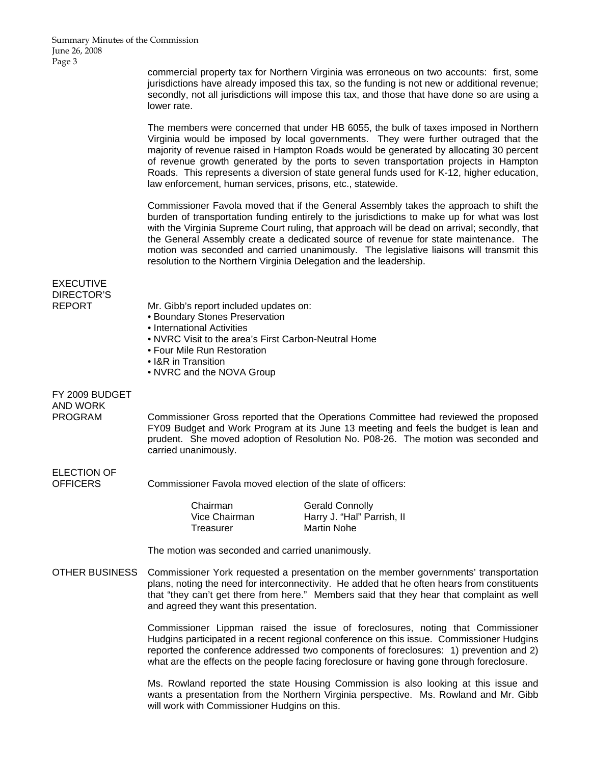commercial property tax for Northern Virginia was erroneous on two accounts: first, some jurisdictions have already imposed this tax, so the funding is not new or additional revenue; secondly, not all jurisdictions will impose this tax, and those that have done so are using a lower rate.

The members were concerned that under HB 6055, the bulk of taxes imposed in Northern Virginia would be imposed by local governments. They were further outraged that the majority of revenue raised in Hampton Roads would be generated by allocating 30 percent of revenue growth generated by the ports to seven transportation projects in Hampton Roads. This represents a diversion of state general funds used for K-12, higher education, law enforcement, human services, prisons, etc., statewide.

Commissioner Favola moved that if the General Assembly takes the approach to shift the burden of transportation funding entirely to the jurisdictions to make up for what was lost with the Virginia Supreme Court ruling, that approach will be dead on arrival; secondly, that the General Assembly create a dedicated source of revenue for state maintenance. The motion was seconded and carried unanimously. The legislative liaisons will transmit this resolution to the Northern Virginia Delegation and the leadership.

**EXECUTIVE DIRECTOR'S REPORT**

Mr. Gibb's report included updates on:

- Boundary Stones Preservation
- International Activities
- NVRC Visit to the area's First Carbon-Neutral Home
- Four Mile Run Restoration
- I&R in Transition
- NVRC and the NOVA Group

**FY 2009 BUDGET AND WORK PROGRAM**

Commissioner Gross reported that the Operations Committee had reviewed the proposed FY09 Budget and Work Program at its June 13 meeting and feels the budget is lean and prudent. She moved adoption of Resolution No. P08-26. The motion was seconded and carried unanimously.

**ELECTION OF OFFICERS**

Commissioner Favola moved election of the slate of officers:

| | |
|---|---|
| Chairman | Gerald Connolly |
| Vice Chairman | Harry J. "Hal" Parrish, II |
| Treasurer | Martin Nohe |

The motion was seconded and carried unanimously.

**OTHER BUSINESS**

Commissioner York requested a presentation on the member governments' transportation plans, noting the need for interconnectivity. He added that he often hears from constituents that "they can't get there from here." Members said that they hear that complaint as well and agreed they want this presentation.

Commissioner Lippman raised the issue of foreclosures, noting that Commissioner Hudgins participated in a recent regional conference on this issue. Commissioner Hudgins reported the conference addressed two components of foreclosures: 1) prevention and 2) what are the effects on the people facing foreclosure or having gone through foreclosure.

Ms. Rowland reported the state Housing Commission is also looking at this issue and wants a presentation from the Northern Virginia perspective. Ms. Rowland and Mr. Gibb will work with Commissioner Hudgins on this.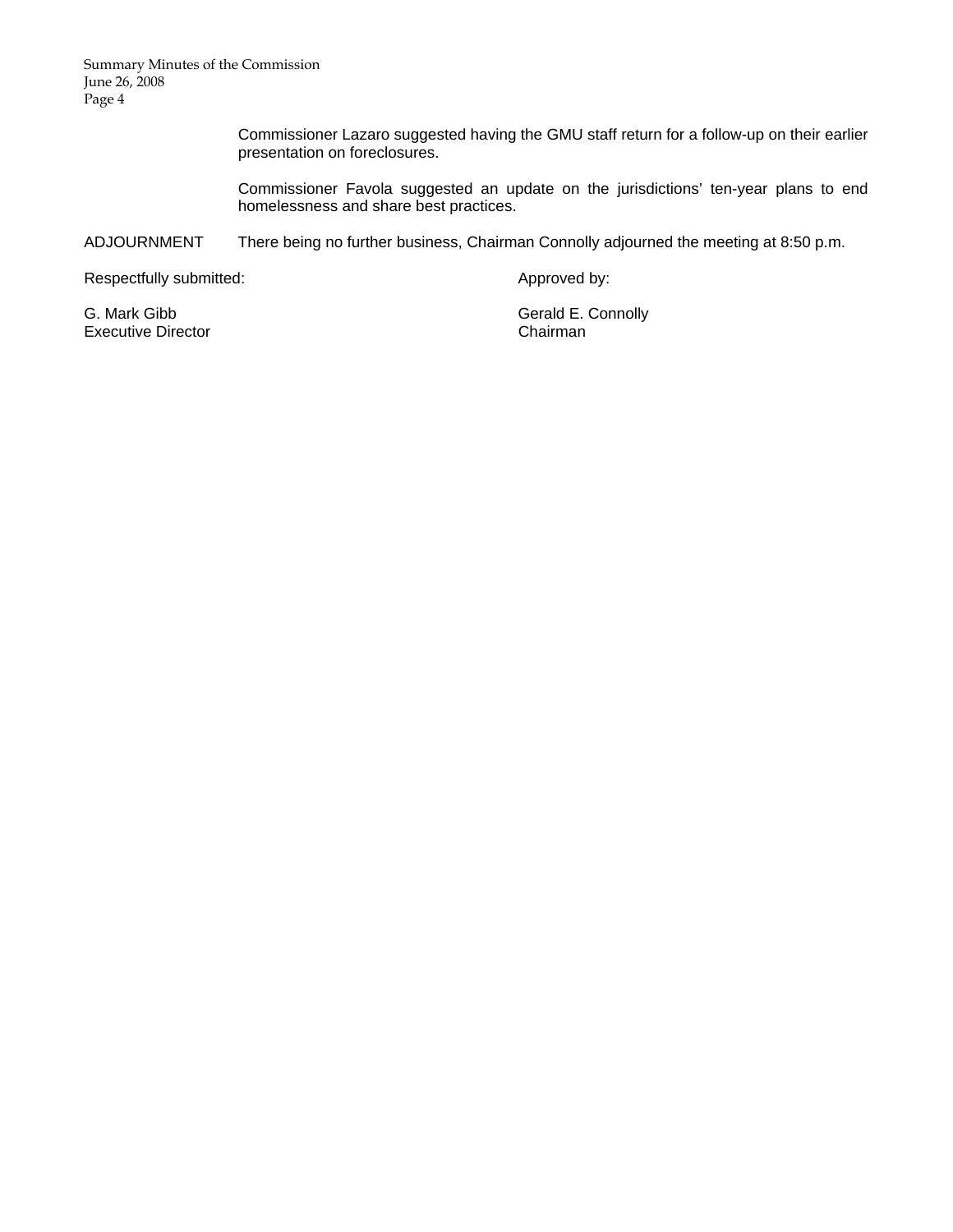Commissioner Lazaro suggested having the GMU staff return for a follow-up on their earlier presentation on foreclosures.

Commissioner Favola suggested an update on the jurisdictions' ten-year plans to end homelessness and share best practices.

ADJOURNMENT There being no further business, Chairman Connolly adjourned the meeting at 8:50 p.m.

Respectfully submitted:

G. Mark Gibb
Executive Director

Approved by:

Gerald E. Connolly
Chairman